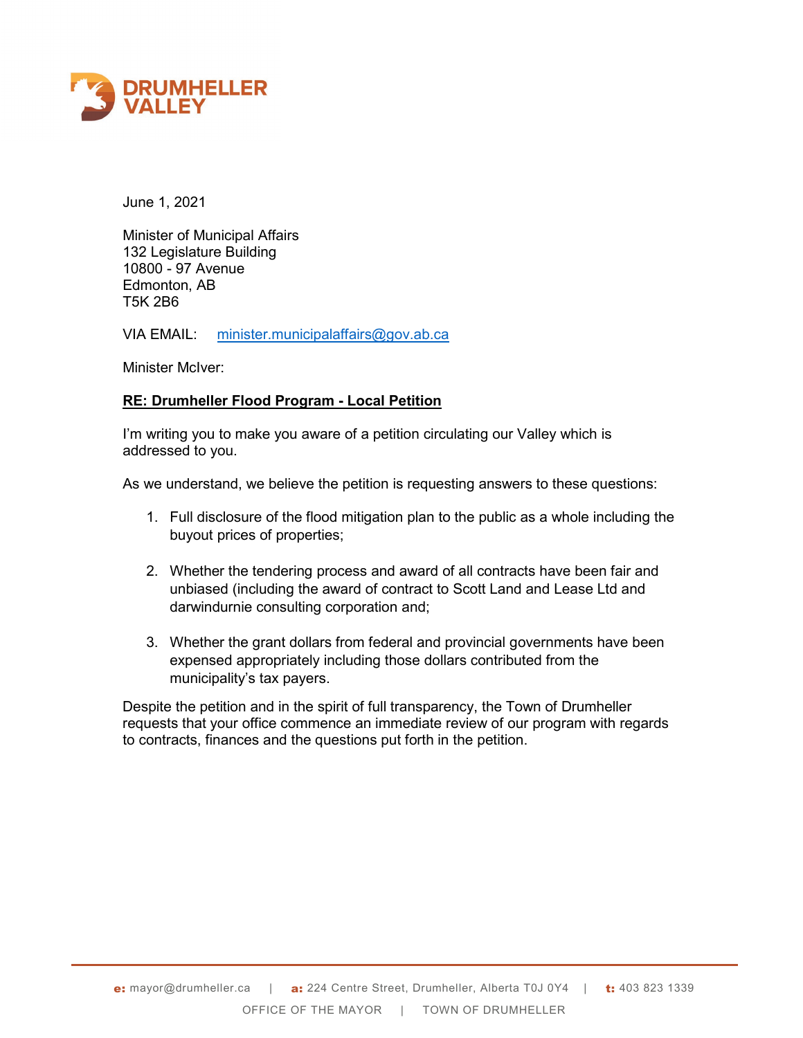**DRUMHELLER VALLEY**

June 1, 2021

Minister of Municipal Affairs
132 Legislature Building
10800 - 97 Avenue
Edmonton, AB
T5K 2B6

VIA EMAIL: minister.municipalaffairs@gov.ab.ca

Minister McIver:

**RE: Drumheller Flood Program - Local Petition**

I'm writing you to make you aware of a petition circulating our Valley which is addressed to you.

As we understand, we believe the petition is requesting answers to these questions:

1. Full disclosure of the flood mitigation plan to the public as a whole including the buyout prices of properties;

2. Whether the tendering process and award of all contracts have been fair and unbiased (including the award of contract to Scott Land and Lease Ltd and darwindurnie consulting corporation and;

3. Whether the grant dollars from federal and provincial governments have been expensed appropriately including those dollars contributed from the municipality's tax payers.

Despite the petition and in the spirit of full transparency, the Town of Drumheller requests that your office commence an immediate review of our program with regards to contracts, finances and the questions put forth in the petition.

e: mayor@drumheller.ca | a: 224 Centre Street, Drumheller, Alberta T0J 0Y4 | t: 403 823 1339

OFFICE OF THE MAYOR | TOWN OF DRUMHELLER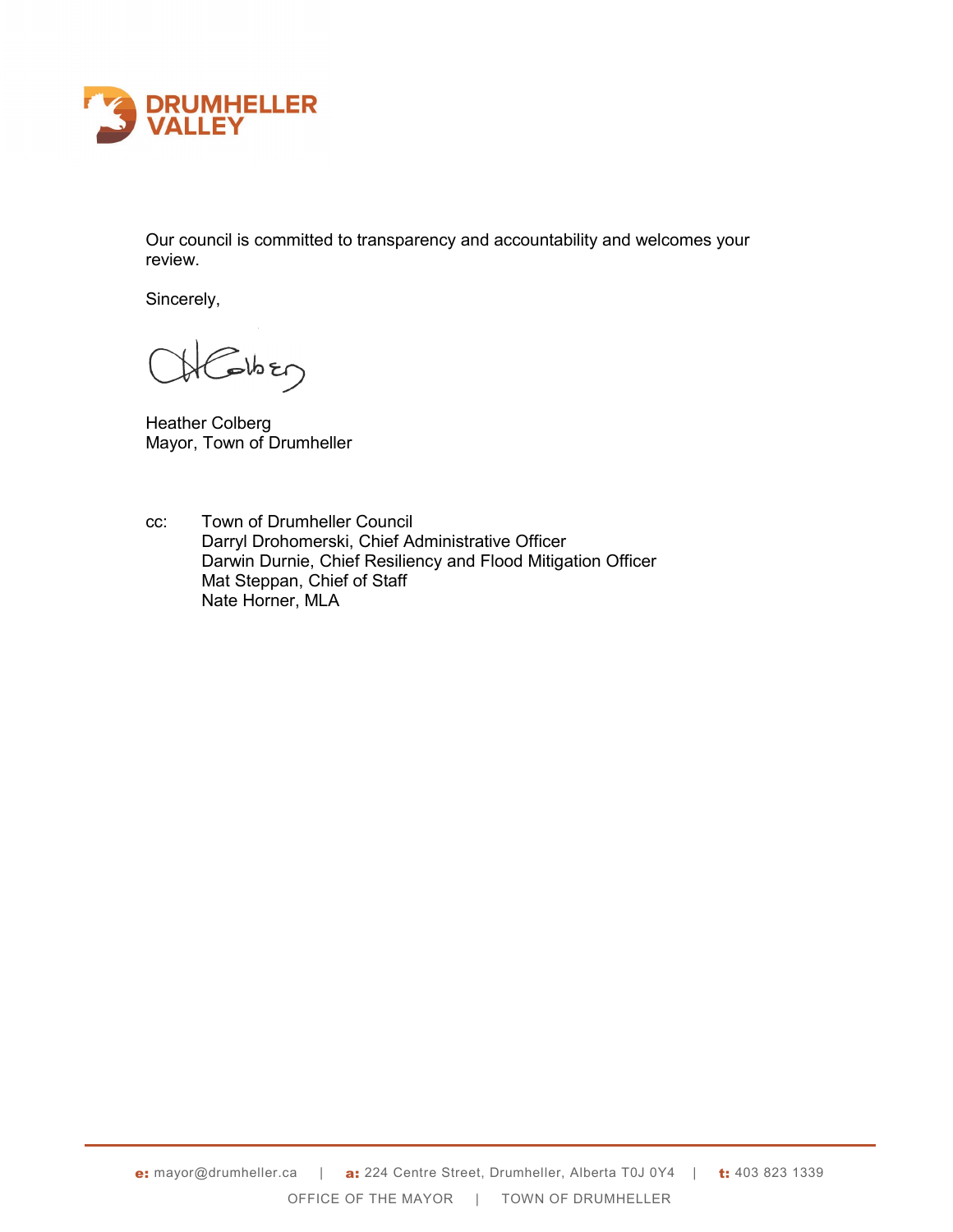Our council is committed to transparency and accountability and welcomes your review.

Sincerely,

Heather Colberg
Mayor, Town of Drumheller

cc: Town of Drumheller Council
Darryl Drohomerski, Chief Administrative Officer
Darwin Durnie, Chief Resiliency and Flood Mitigation Officer
Mat Steppan, Chief of Staff
Nate Horner, MLA

e: mayor@drumheller.ca | a: 224 Centre Street, Drumheller, Alberta T0J 0Y4 | t: 403 823 1339

OFFICE OF THE MAYOR | TOWN OF DRUMHELLER